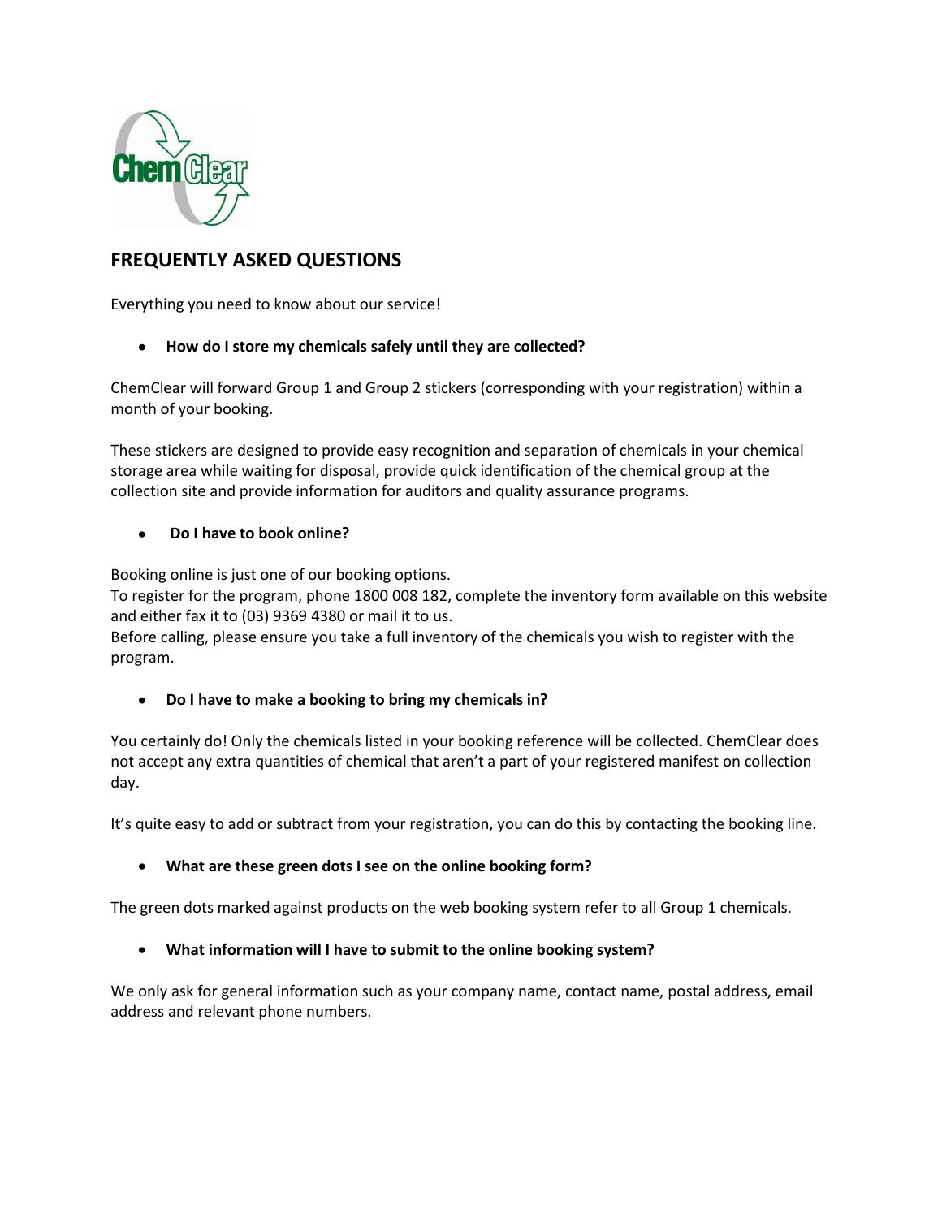## FREQUENTLY ASKED QUESTIONS

Everything you need to know about our service!

- **How do I store my chemicals safely until they are collected?**

ChemClear will forward Group 1 and Group 2 stickers (corresponding with your registration) within a month of your booking.

These stickers are designed to provide easy recognition and separation of chemicals in your chemical storage area while waiting for disposal, provide quick identification of the chemical group at the collection site and provide information for auditors and quality assurance programs.

- **Do I have to book online?**

Booking online is just one of our booking options.
To register for the program, phone 1800 008 182, complete the inventory form available on this website and either fax it to (03) 9369 4380 or mail it to us.
Before calling, please ensure you take a full inventory of the chemicals you wish to register with the program.

- **Do I have to make a booking to bring my chemicals in?**

You certainly do! Only the chemicals listed in your booking reference will be collected. ChemClear does not accept any extra quantities of chemical that aren't a part of your registered manifest on collection day.

It's quite easy to add or subtract from your registration, you can do this by contacting the booking line.

- **What are these green dots I see on the online booking form?**

The green dots marked against products on the web booking system refer to all Group 1 chemicals.

- **What information will I have to submit to the online booking system?**

We only ask for general information such as your company name, contact name, postal address, email address and relevant phone numbers.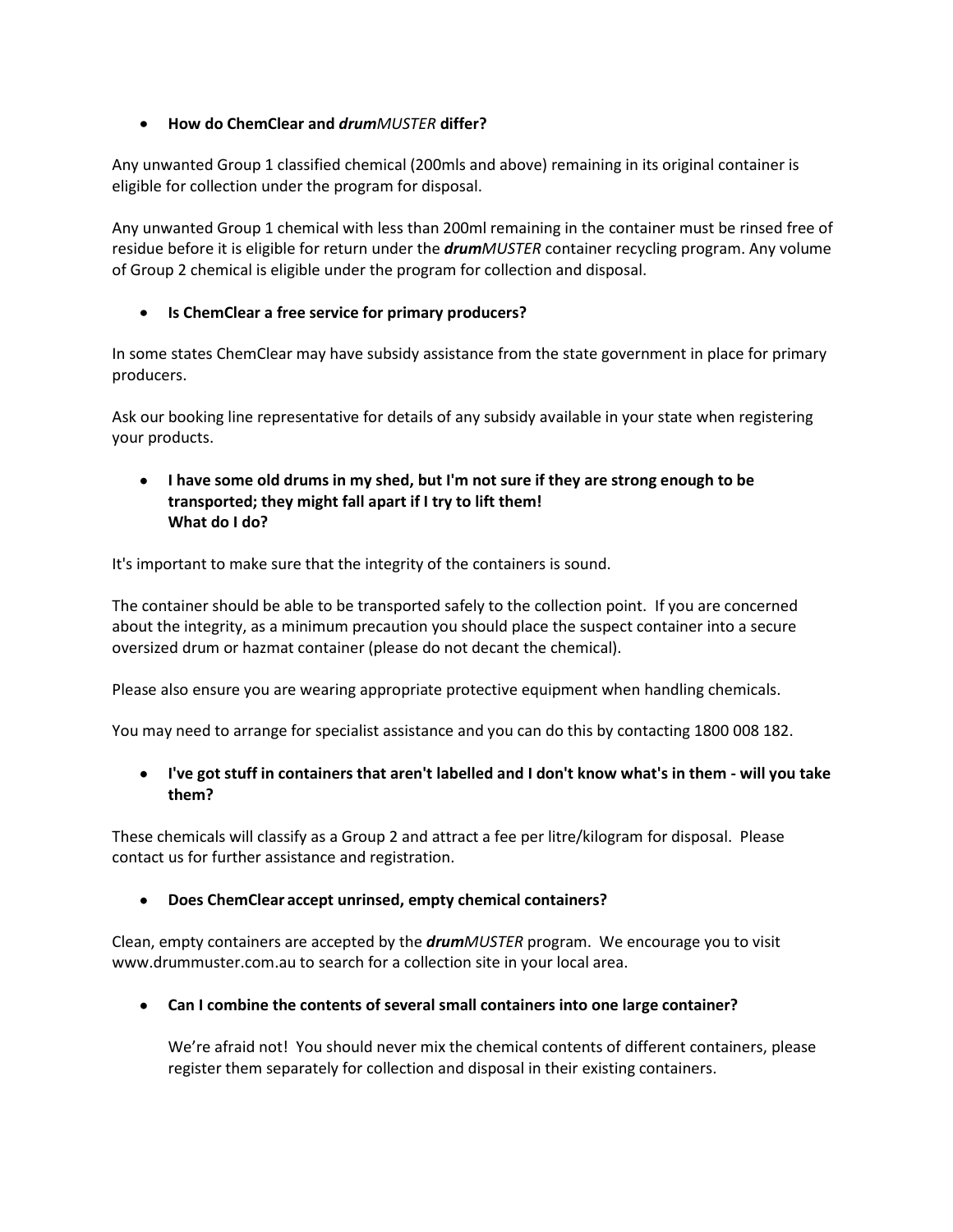- **How do ChemClear and *drumMUSTER* differ?**

Any unwanted Group 1 classified chemical (200mls and above) remaining in its original container is eligible for collection under the program for disposal.

Any unwanted Group 1 chemical with less than 200ml remaining in the container must be rinsed free of residue before it is eligible for return under the ***drum**MUSTER* container recycling program. Any volume of Group 2 chemical is eligible under the program for collection and disposal.

- **Is ChemClear a free service for primary producers?**

In some states ChemClear may have subsidy assistance from the state government in place for primary producers.

Ask our booking line representative for details of any subsidy available in your state when registering your products.

- **I have some old drums in my shed, but I'm not sure if they are strong enough to be transported; they might fall apart if I try to lift them!**
  **What do I do?**

It's important to make sure that the integrity of the containers is sound.

The container should be able to be transported safely to the collection point. If you are concerned about the integrity, as a minimum precaution you should place the suspect container into a secure oversized drum or hazmat container (please do not decant the chemical).

Please also ensure you are wearing appropriate protective equipment when handling chemicals.

You may need to arrange for specialist assistance and you can do this by contacting 1800 008 182.

- **I've got stuff in containers that aren't labelled and I don't know what's in them - will you take them?**

These chemicals will classify as a Group 2 and attract a fee per litre/kilogram for disposal. Please contact us for further assistance and registration.

- **Does ChemClear accept unrinsed, empty chemical containers?**

Clean, empty containers are accepted by the ***drum**MUSTER* program. We encourage you to visit www.drummuster.com.au to search for a collection site in your local area.

- **Can I combine the contents of several small containers into one large container?**

  We're afraid not! You should never mix the chemical contents of different containers, please register them separately for collection and disposal in their existing containers.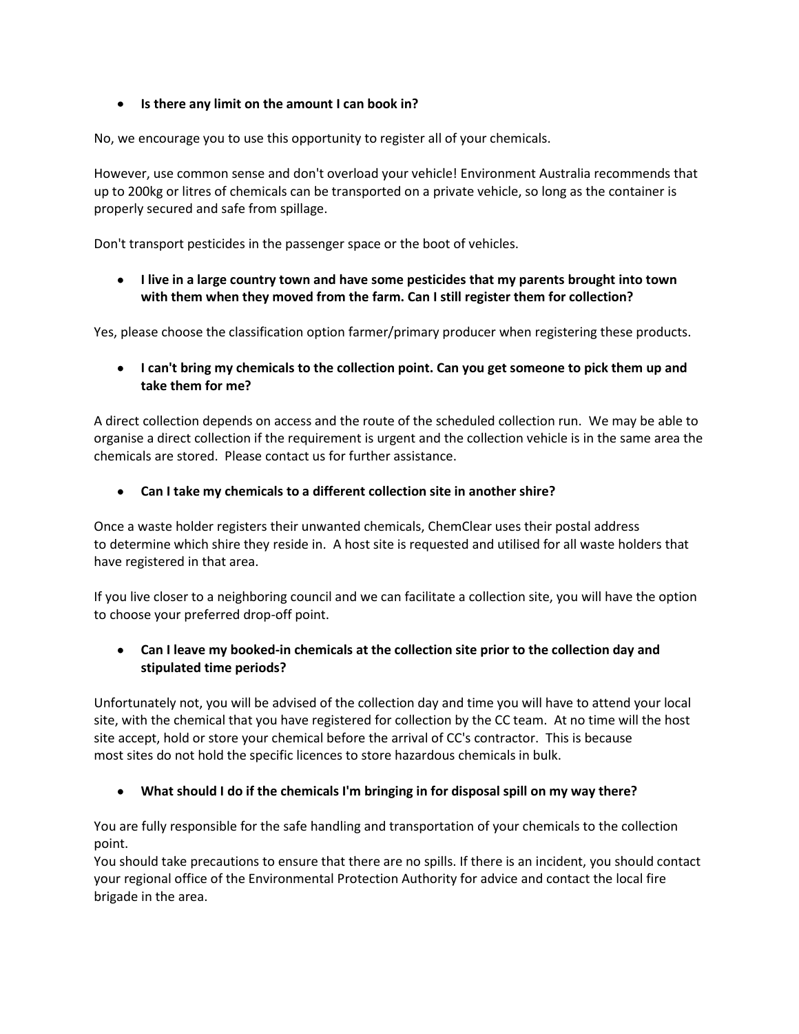- **Is there any limit on the amount I can book in?**

No, we encourage you to use this opportunity to register all of your chemicals.

However, use common sense and don't overload your vehicle! Environment Australia recommends that up to 200kg or litres of chemicals can be transported on a private vehicle, so long as the container is properly secured and safe from spillage.

Don't transport pesticides in the passenger space or the boot of vehicles.

- **I live in a large country town and have some pesticides that my parents brought into town with them when they moved from the farm. Can I still register them for collection?**

Yes, please choose the classification option farmer/primary producer when registering these products.

- **I can't bring my chemicals to the collection point. Can you get someone to pick them up and take them for me?**

A direct collection depends on access and the route of the scheduled collection run. We may be able to organise a direct collection if the requirement is urgent and the collection vehicle is in the same area the chemicals are stored. Please contact us for further assistance.

- **Can I take my chemicals to a different collection site in another shire?**

Once a waste holder registers their unwanted chemicals, ChemClear uses their postal address to determine which shire they reside in. A host site is requested and utilised for all waste holders that have registered in that area.

If you live closer to a neighboring council and we can facilitate a collection site, you will have the option to choose your preferred drop-off point.

- **Can I leave my booked-in chemicals at the collection site prior to the collection day and stipulated time periods?**

Unfortunately not, you will be advised of the collection day and time you will have to attend your local site, with the chemical that you have registered for collection by the CC team. At no time will the host site accept, hold or store your chemical before the arrival of CC's contractor. This is because most sites do not hold the specific licences to store hazardous chemicals in bulk.

- **What should I do if the chemicals I'm bringing in for disposal spill on my way there?**

You are fully responsible for the safe handling and transportation of your chemicals to the collection point.
You should take precautions to ensure that there are no spills. If there is an incident, you should contact your regional office of the Environmental Protection Authority for advice and contact the local fire brigade in the area.